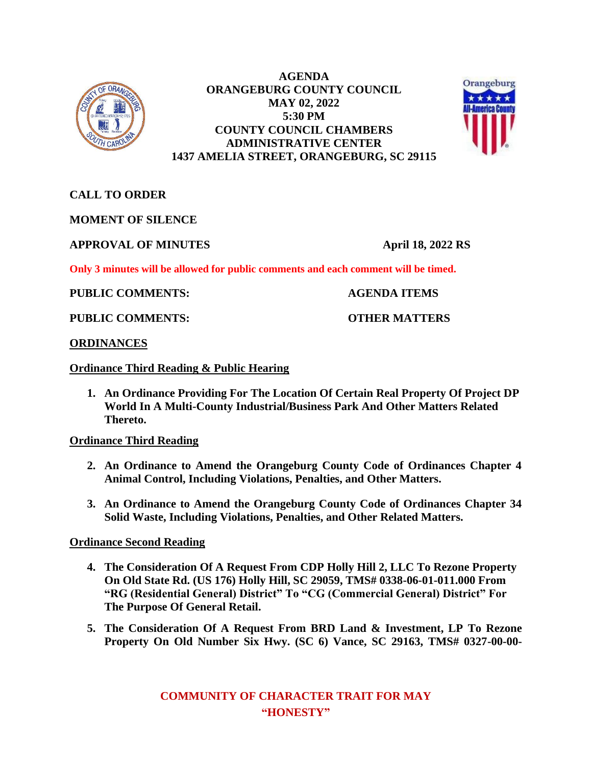**AGENDA**
**ORANGEBURG COUNTY COUNCIL**
**MAY 02, 2022**
**5:30 PM**
**COUNTY COUNCIL CHAMBERS**
**ADMINISTRATIVE CENTER**
**1437 AMELIA STREET, ORANGEBURG, SC 29115**

**CALL TO ORDER**

**MOMENT OF SILENCE**

**APPROVAL OF MINUTES** **April 18, 2022 RS**

**Only 3 minutes will be allowed for public comments and each comment will be timed.**

**PUBLIC COMMENTS:** **AGENDA ITEMS**

**PUBLIC COMMENTS:** **OTHER MATTERS**

**ORDINANCES**

**Ordinance Third Reading & Public Hearing**

1. **An Ordinance Providing For The Location Of Certain Real Property Of Project DP World In A Multi-County Industrial/Business Park And Other Matters Related Thereto.**

**Ordinance Third Reading**

2. **An Ordinance to Amend the Orangeburg County Code of Ordinances Chapter 4 Animal Control, Including Violations, Penalties, and Other Matters.**

3. **An Ordinance to Amend the Orangeburg County Code of Ordinances Chapter 34 Solid Waste, Including Violations, Penalties, and Other Related Matters.**

**Ordinance Second Reading**

4. **The Consideration Of A Request From CDP Holly Hill 2, LLC To Rezone Property On Old State Rd. (US 176) Holly Hill, SC 29059, TMS# 0338-06-01-011.000 From "RG (Residential General) District" To "CG (Commercial General) District" For The Purpose Of General Retail.**

5. **The Consideration Of A Request From BRD Land & Investment, LP To Rezone Property On Old Number Six Hwy. (SC 6) Vance, SC 29163, TMS# 0327-00-00-**

**COMMUNITY OF CHARACTER TRAIT FOR MAY**
**"HONESTY"**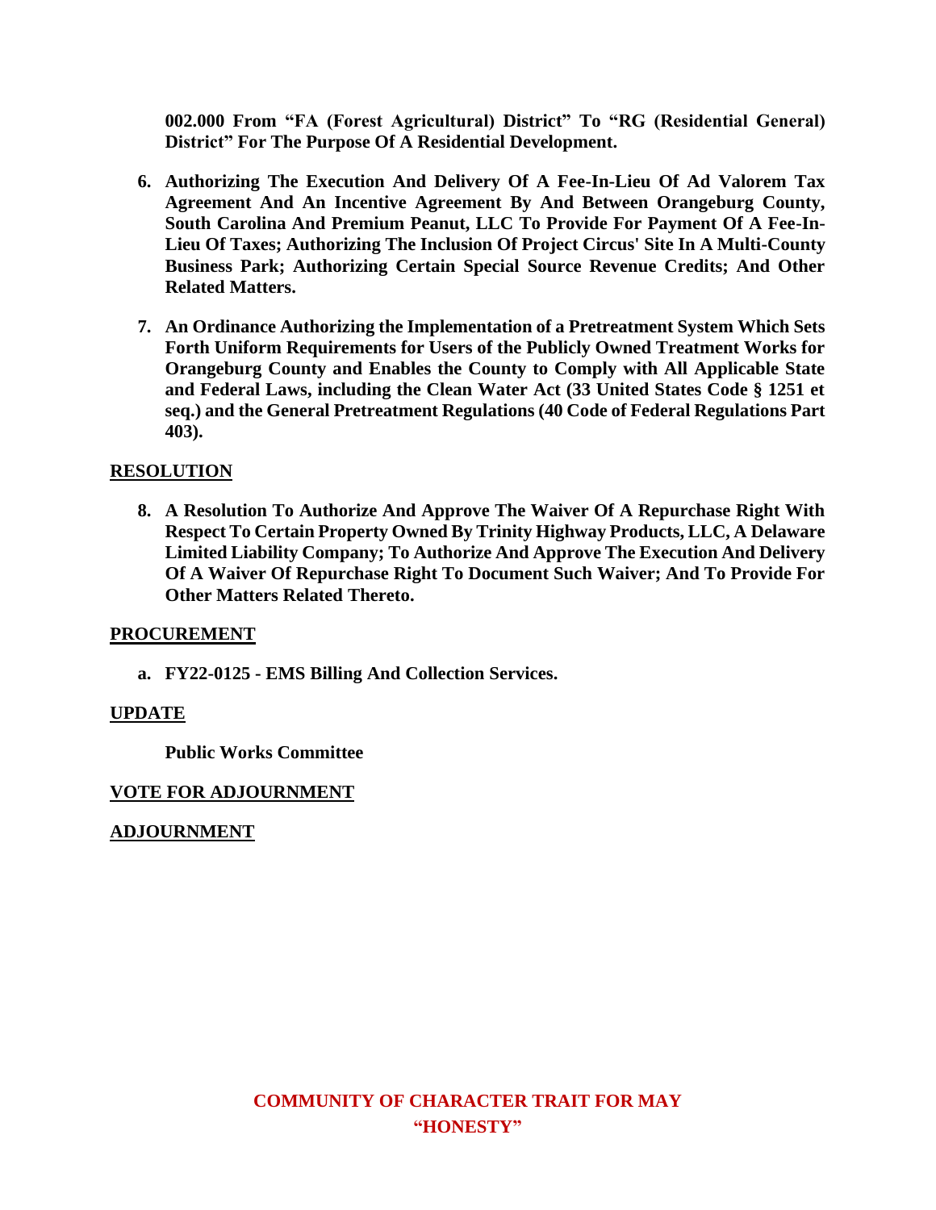**002.000 From "FA (Forest Agricultural) District" To "RG (Residential General) District" For The Purpose Of A Residential Development.**

6. **Authorizing The Execution And Delivery Of A Fee-In-Lieu Of Ad Valorem Tax Agreement And An Incentive Agreement By And Between Orangeburg County, South Carolina And Premium Peanut, LLC To Provide For Payment Of A Fee-In-Lieu Of Taxes; Authorizing The Inclusion Of Project Circus' Site In A Multi-County Business Park; Authorizing Certain Special Source Revenue Credits; And Other Related Matters.**

7. **An Ordinance Authorizing the Implementation of a Pretreatment System Which Sets Forth Uniform Requirements for Users of the Publicly Owned Treatment Works for Orangeburg County and Enables the County to Comply with All Applicable State and Federal Laws, including the Clean Water Act (33 United States Code § 1251 et seq.) and the General Pretreatment Regulations (40 Code of Federal Regulations Part 403).**

## RESOLUTION

8. **A Resolution To Authorize And Approve The Waiver Of A Repurchase Right With Respect To Certain Property Owned By Trinity Highway Products, LLC, A Delaware Limited Liability Company; To Authorize And Approve The Execution And Delivery Of A Waiver Of Repurchase Right To Document Such Waiver; And To Provide For Other Matters Related Thereto.**

## PROCUREMENT

a. **FY22-0125 - EMS Billing And Collection Services.**

## UPDATE

**Public Works Committee**

## VOTE FOR ADJOURNMENT

## ADJOURNMENT

**COMMUNITY OF CHARACTER TRAIT FOR MAY**
**"HONESTY"**